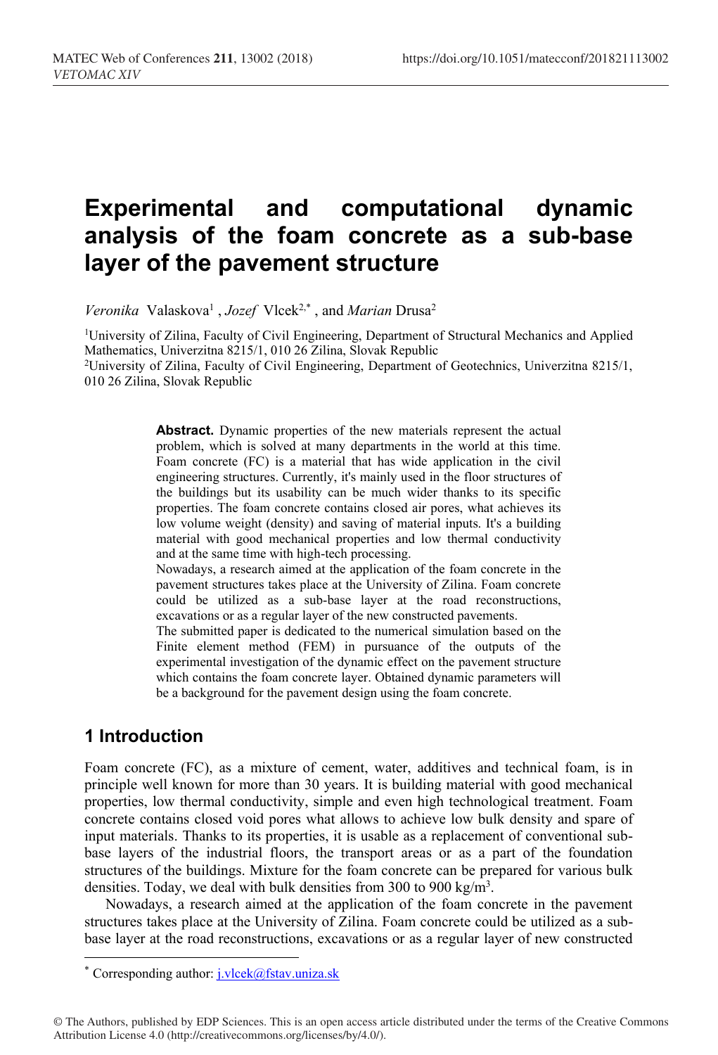# Experimental and computational dynamic analysis of the foam concrete as a sub-base layer of the pavement structure

*Veronika* Valaskova[1] , *Jozef* Vlcek[2,*] , and *Marian* Drusa[2]

[1]University of Zilina, Faculty of Civil Engineering, Department of Structural Mechanics and Applied Mathematics, Univerzitna 8215/1, 010 26 Zilina, Slovak Republic

[2]University of Zilina, Faculty of Civil Engineering, Department of Geotechnics, Univerzitna 8215/1, 010 26 Zilina, Slovak Republic

**Abstract.** Dynamic properties of the new materials represent the actual problem, which is solved at many departments in the world at this time. Foam concrete (FC) is a material that has wide application in the civil engineering structures. Currently, it's mainly used in the floor structures of the buildings but its usability can be much wider thanks to its specific properties. The foam concrete contains closed air pores, what achieves its low volume weight (density) and saving of material inputs. It's a building material with good mechanical properties and low thermal conductivity and at the same time with high-tech processing.
Nowadays, a research aimed at the application of the foam concrete in the pavement structures takes place at the University of Zilina. Foam concrete could be utilized as a sub-base layer at the road reconstructions, excavations or as a regular layer of the new constructed pavements.
The submitted paper is dedicated to the numerical simulation based on the Finite element method (FEM) in pursuance of the outputs of the experimental investigation of the dynamic effect on the pavement structure which contains the foam concrete layer. Obtained dynamic parameters will be a background for the pavement design using the foam concrete.

## 1 Introduction

Foam concrete (FC), as a mixture of cement, water, additives and technical foam, is in principle well known for more than 30 years. It is building material with good mechanical properties, low thermal conductivity, simple and even high technological treatment. Foam concrete contains closed void pores what allows to achieve low bulk density and spare of input materials. Thanks to its properties, it is usable as a replacement of conventional sub-base layers of the industrial floors, the transport areas or as a part of the foundation structures of the buildings. Mixture for the foam concrete can be prepared for various bulk densities. Today, we deal with bulk densities from 300 to 900 kg/m$^3$.

Nowadays, a research aimed at the application of the foam concrete in the pavement structures takes place at the University of Zilina. Foam concrete could be utilized as a sub-base layer at the road reconstructions, excavations or as a regular layer of new constructed

* Corresponding author: j.vlcek@fstav.uniza.sk

© The Authors, published by EDP Sciences. This is an open access article distributed under the terms of the Creative Commons Attribution License 4.0 (http://creativecommons.org/licenses/by/4.0/).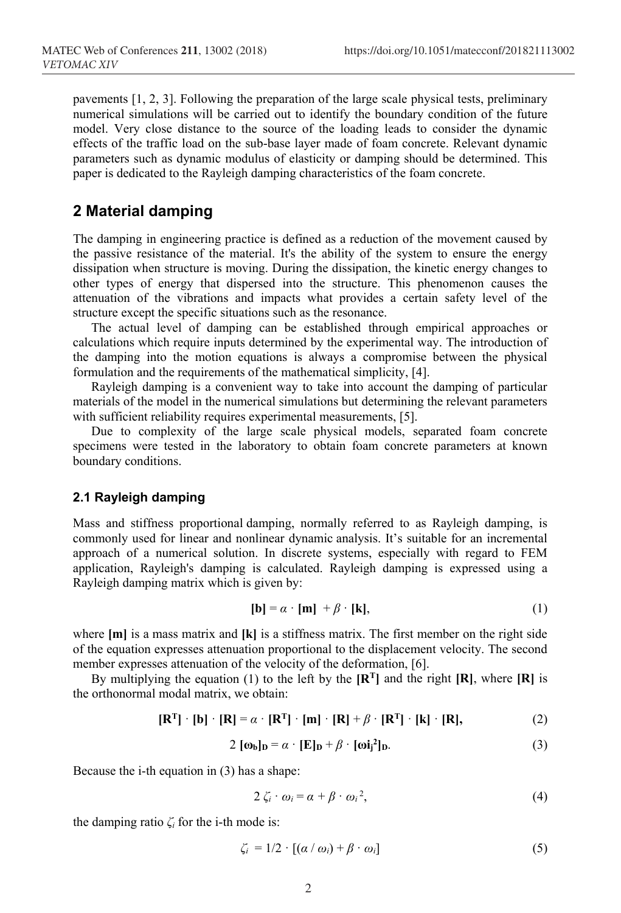pavements [1, 2, 3]. Following the preparation of the large scale physical tests, preliminary numerical simulations will be carried out to identify the boundary condition of the future model. Very close distance to the source of the loading leads to consider the dynamic effects of the traffic load on the sub-base layer made of foam concrete. Relevant dynamic parameters such as dynamic modulus of elasticity or damping should be determined. This paper is dedicated to the Rayleigh damping characteristics of the foam concrete.

## 2 Material damping

The damping in engineering practice is defined as a reduction of the movement caused by the passive resistance of the material. It's the ability of the system to ensure the energy dissipation when structure is moving. During the dissipation, the kinetic energy changes to other types of energy that dispersed into the structure. This phenomenon causes the attenuation of the vibrations and impacts what provides a certain safety level of the structure except the specific situations such as the resonance.

The actual level of damping can be established through empirical approaches or calculations which require inputs determined by the experimental way. The introduction of the damping into the motion equations is always a compromise between the physical formulation and the requirements of the mathematical simplicity, [4].

Rayleigh damping is a convenient way to take into account the damping of particular materials of the model in the numerical simulations but determining the relevant parameters with sufficient reliability requires experimental measurements, [5].

Due to complexity of the large scale physical models, separated foam concrete specimens were tested in the laboratory to obtain foam concrete parameters at known boundary conditions.

### 2.1 Rayleigh damping

Mass and stiffness proportional damping, normally referred to as Rayleigh damping, is commonly used for linear and nonlinear dynamic analysis. It's suitable for an incremental approach of a numerical solution. In discrete systems, especially with regard to FEM application, Rayleigh's damping is calculated. Rayleigh damping is expressed using a Rayleigh damping matrix which is given by:

$$\mathbf{[b]} = \alpha \cdot \mathbf{[m]} + \beta \cdot \mathbf{[k]}, \tag{1}$$

where **[m]** is a mass matrix and **[k]** is a stiffness matrix. The first member on the right side of the equation expresses attenuation proportional to the displacement velocity. The second member expresses attenuation of the velocity of the deformation, [6].

By multiplying the equation (1) to the left by the $\mathbf{[R^T]}$ and the right **[R]**, where **[R]** is the orthonormal modal matrix, we obtain:

$$\mathbf{[R^T]} \cdot \mathbf{[b]} \cdot \mathbf{[R]} = \alpha \cdot \mathbf{[R^T]} \cdot \mathbf{[m]} \cdot \mathbf{[R]} + \beta \cdot \mathbf{[R^T]} \cdot \mathbf{[k]} \cdot \mathbf{[R]}, \tag{2}$$

$$2\,[\boldsymbol{\omega}_\mathbf{b}]_\mathbf{D} = \alpha \cdot [\mathbf{E}]_\mathbf{D} + \beta \cdot [\boldsymbol{\omega}\mathbf{i_j}^2]_\mathbf{D}. \tag{3}$$

Because the i-th equation in (3) has a shape:

$$2\,\zeta_i \cdot \omega_i = \alpha + \beta \cdot \omega_i^{\,2}, \tag{4}$$

the damping ratio $\zeta_i$ for the i-th mode is:

$$\zeta_i = 1/2 \cdot [(\alpha / \omega_i) + \beta \cdot \omega_i] \tag{5}$$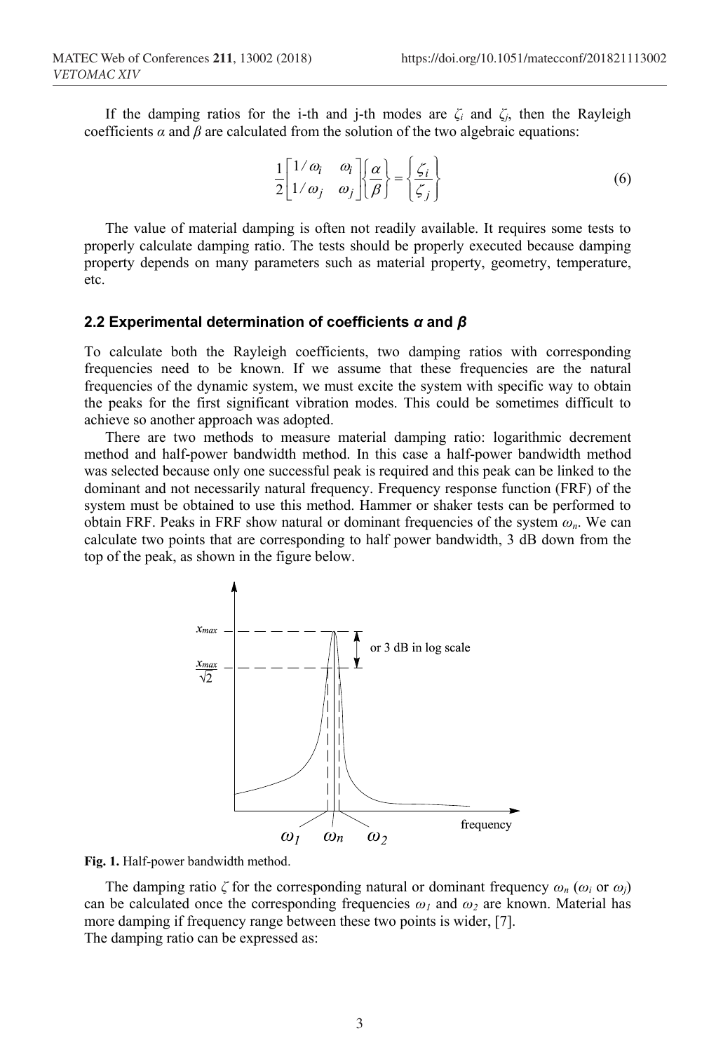If the damping ratios for the i-th and j-th modes are $\zeta_i$ and $\zeta_j$, then the Rayleigh coefficients $\alpha$ and $\beta$ are calculated from the solution of the two algebraic equations:

$$\frac{1}{2}\begin{bmatrix} 1/\omega_i & \omega_i \\ 1/\omega_j & \omega_j \end{bmatrix}\begin{Bmatrix} \alpha \\ \beta \end{Bmatrix} = \begin{Bmatrix} \zeta_i \\ \zeta_j \end{Bmatrix} \tag{6}$$

The value of material damping is often not readily available. It requires some tests to properly calculate damping ratio. The tests should be properly executed because damping property depends on many parameters such as material property, geometry, temperature, etc.

### 2.2 Experimental determination of coefficients *α* and *β*

To calculate both the Rayleigh coefficients, two damping ratios with corresponding frequencies need to be known. If we assume that these frequencies are the natural frequencies of the dynamic system, we must excite the system with specific way to obtain the peaks for the first significant vibration modes. This could be sometimes difficult to achieve so another approach was adopted.

There are two methods to measure material damping ratio: logarithmic decrement method and half-power bandwidth method. In this case a half-power bandwidth method was selected because only one successful peak is required and this peak can be linked to the dominant and not necessarily natural frequency. Frequency response function (FRF) of the system must be obtained to use this method. Hammer or shaker tests can be performed to obtain FRF. Peaks in FRF show natural or dominant frequencies of the system $\omega_n$. We can calculate two points that are corresponding to half power bandwidth, 3 dB down from the top of the peak, as shown in the figure below.

**Fig. 1.** Half-power bandwidth method.

The damping ratio $\zeta$ for the corresponding natural or dominant frequency $\omega_n$ ($\omega_i$ or $\omega_j$) can be calculated once the corresponding frequencies $\omega_1$ and $\omega_2$ are known. Material has more damping if frequency range between these two points is wider, [7].
The damping ratio can be expressed as: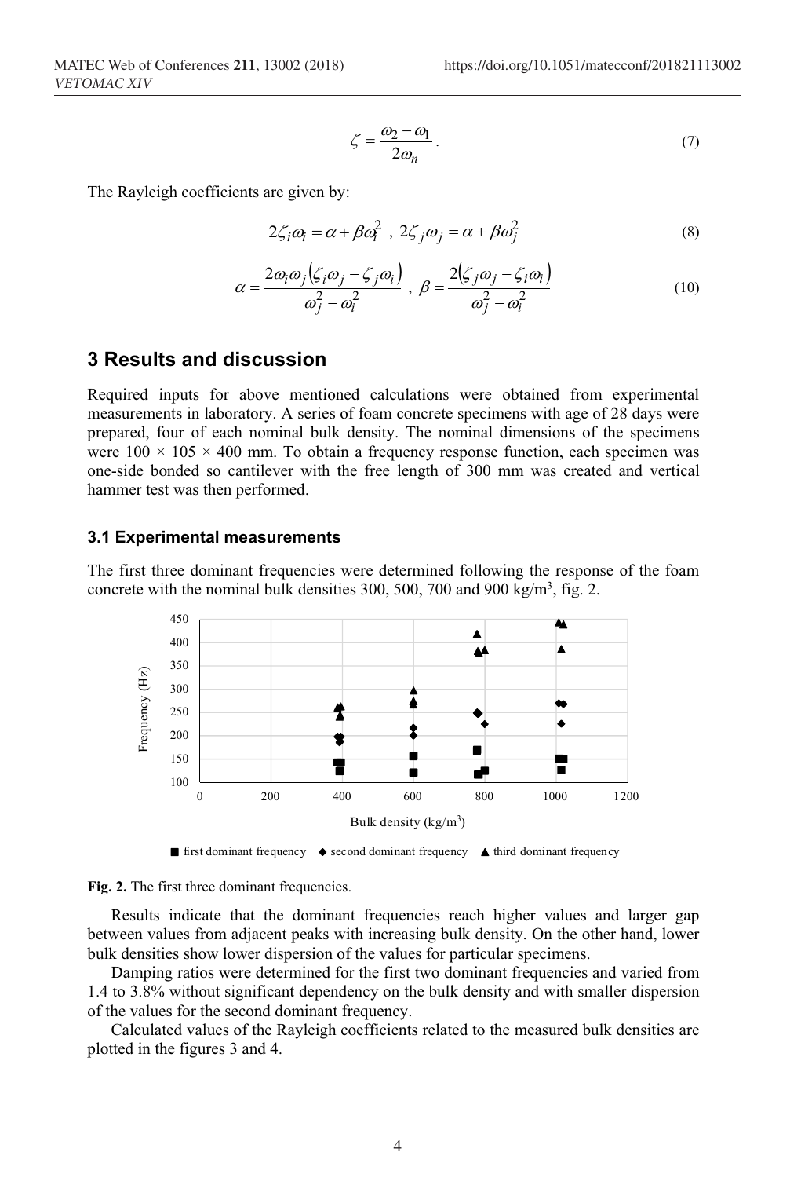$$\zeta = \frac{\omega_2 - \omega_1}{2\omega_n}. \tag{7}$$

The Rayleigh coefficients are given by:

$$2\zeta_i \omega_i = \alpha + \beta\omega_i^2 \ , \ 2\zeta_j \omega_j = \alpha + \beta\omega_j^2 \tag{8}$$

$$\alpha = \frac{2\omega_i \omega_j \left(\zeta_i \omega_j - \zeta_j \omega_i\right)}{\omega_j^2 - \omega_i^2} \ , \ \beta = \frac{2\left(\zeta_j \omega_j - \zeta_i \omega_i\right)}{\omega_j^2 - \omega_i^2} \tag{10}$$

## 3 Results and discussion

Required inputs for above mentioned calculations were obtained from experimental measurements in laboratory. A series of foam concrete specimens with age of 28 days were prepared, four of each nominal bulk density. The nominal dimensions of the specimens were 100 × 105 × 400 mm. To obtain a frequency response function, each specimen was one-side bonded so cantilever with the free length of 300 mm was created and vertical hammer test was then performed.

### 3.1 Experimental measurements

The first three dominant frequencies were determined following the response of the foam concrete with the nominal bulk densities 300, 500, 700 and 900 kg/m$^3$, fig. 2.

**Fig. 2.** The first three dominant frequencies.

Results indicate that the dominant frequencies reach higher values and larger gap between values from adjacent peaks with increasing bulk density. On the other hand, lower bulk densities show lower dispersion of the values for particular specimens.

Damping ratios were determined for the first two dominant frequencies and varied from 1.4 to 3.8% without significant dependency on the bulk density and with smaller dispersion of the values for the second dominant frequency.

Calculated values of the Rayleigh coefficients related to the measured bulk densities are plotted in the figures 3 and 4.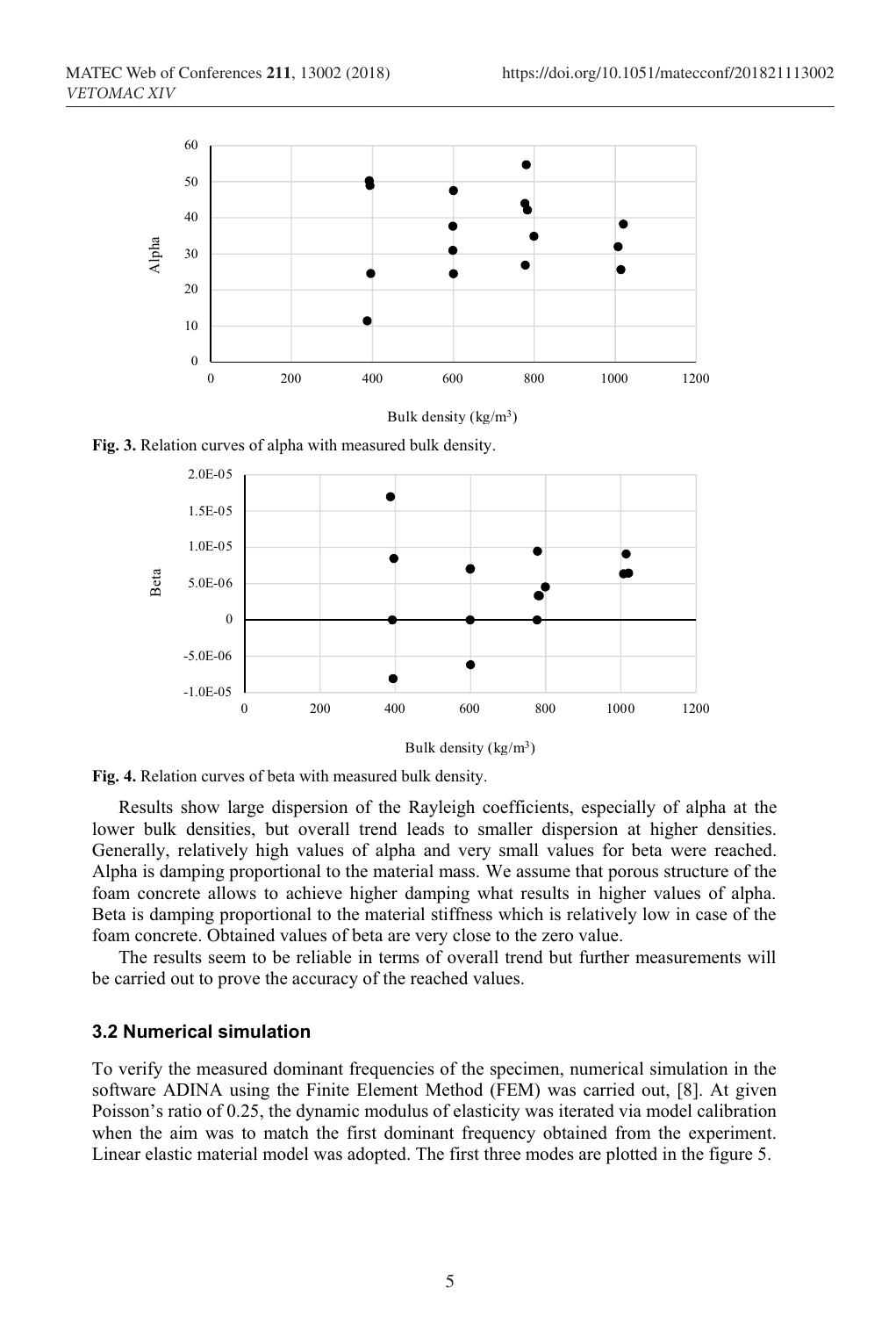**Fig. 3.** Relation curves of alpha with measured bulk density.

**Fig. 4.** Relation curves of beta with measured bulk density.

Results show large dispersion of the Rayleigh coefficients, especially of alpha at the lower bulk densities, but overall trend leads to smaller dispersion at higher densities. Generally, relatively high values of alpha and very small values for beta were reached. Alpha is damping proportional to the material mass. We assume that porous structure of the foam concrete allows to achieve higher damping what results in higher values of alpha. Beta is damping proportional to the material stiffness which is relatively low in case of the foam concrete. Obtained values of beta are very close to the zero value.

The results seem to be reliable in terms of overall trend but further measurements will be carried out to prove the accuracy of the reached values.

### 3.2 Numerical simulation

To verify the measured dominant frequencies of the specimen, numerical simulation in the software ADINA using the Finite Element Method (FEM) was carried out, [8]. At given Poisson's ratio of 0.25, the dynamic modulus of elasticity was iterated via model calibration when the aim was to match the first dominant frequency obtained from the experiment. Linear elastic material model was adopted. The first three modes are plotted in the figure 5.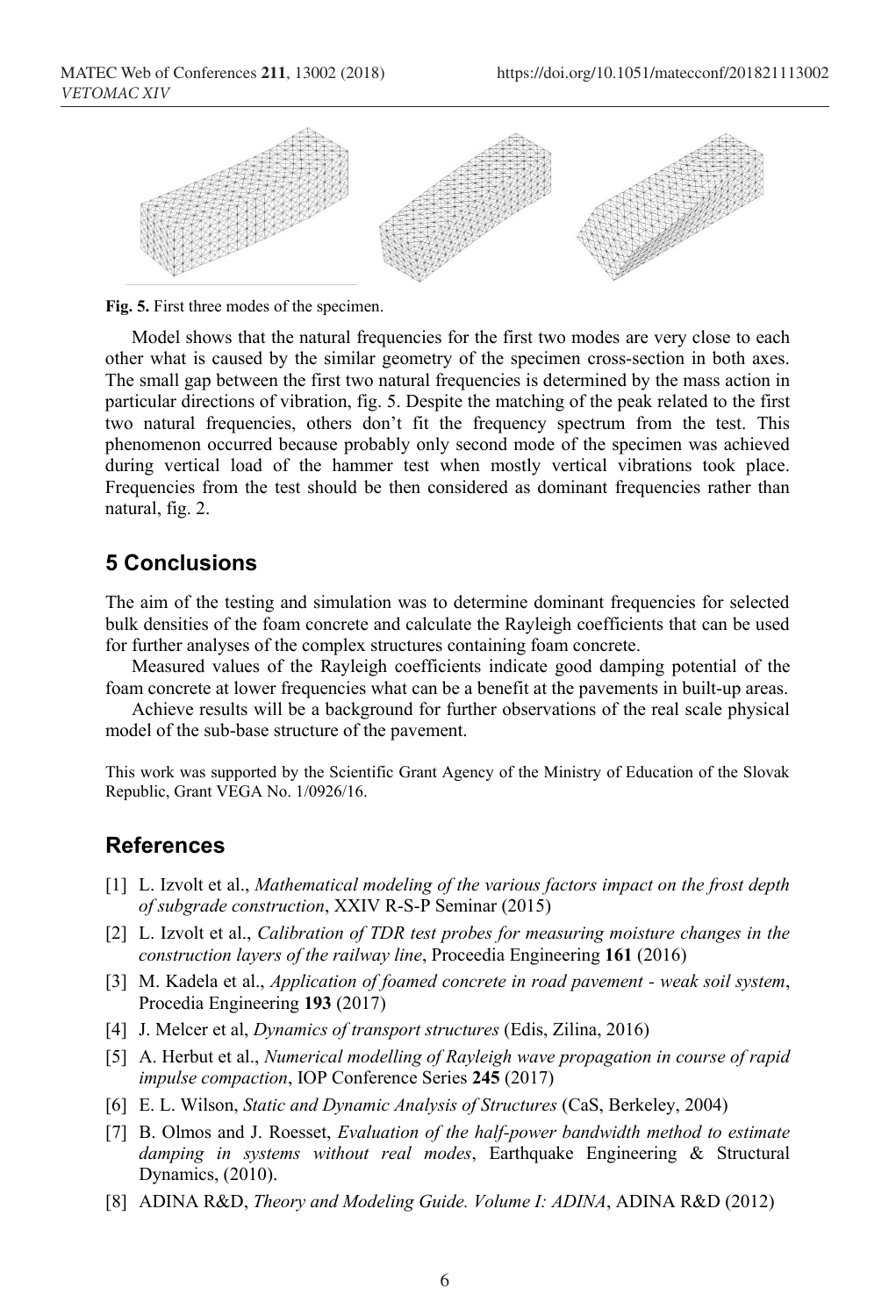**Fig. 5.** First three modes of the specimen.

Model shows that the natural frequencies for the first two modes are very close to each other what is caused by the similar geometry of the specimen cross-section in both axes. The small gap between the first two natural frequencies is determined by the mass action in particular directions of vibration, fig. 5. Despite the matching of the peak related to the first two natural frequencies, others don't fit the frequency spectrum from the test. This phenomenon occurred because probably only second mode of the specimen was achieved during vertical load of the hammer test when mostly vertical vibrations took place. Frequencies from the test should be then considered as dominant frequencies rather than natural, fig. 2.

## 5 Conclusions

The aim of the testing and simulation was to determine dominant frequencies for selected bulk densities of the foam concrete and calculate the Rayleigh coefficients that can be used for further analyses of the complex structures containing foam concrete.

Measured values of the Rayleigh coefficients indicate good damping potential of the foam concrete at lower frequencies what can be a benefit at the pavements in built-up areas.

Achieve results will be a background for further observations of the real scale physical model of the sub-base structure of the pavement.

This work was supported by the Scientific Grant Agency of the Ministry of Education of the Slovak Republic, Grant VEGA No. 1/0926/16.

## References

[1] L. Izvolt et al., *Mathematical modeling of the various factors impact on the frost depth of subgrade construction*, XXIV R-S-P Seminar (2015)

[2] L. Izvolt et al., *Calibration of TDR test probes for measuring moisture changes in the construction layers of the railway line*, Proceedia Engineering **161** (2016)

[3] M. Kadela et al., *Application of foamed concrete in road pavement - weak soil system*, Procedia Engineering **193** (2017)

[4] J. Melcer et al, *Dynamics of transport structures* (Edis, Zilina, 2016)

[5] A. Herbut et al., *Numerical modelling of Rayleigh wave propagation in course of rapid impulse compaction*, IOP Conference Series **245** (2017)

[6] E. L. Wilson, *Static and Dynamic Analysis of Structures* (CaS, Berkeley, 2004)

[7] B. Olmos and J. Roesset, *Evaluation of the half-power bandwidth method to estimate damping in systems without real modes*, Earthquake Engineering & Structural Dynamics, (2010).

[8] ADINA R&D, *Theory and Modeling Guide. Volume I: ADINA*, ADINA R&D (2012)